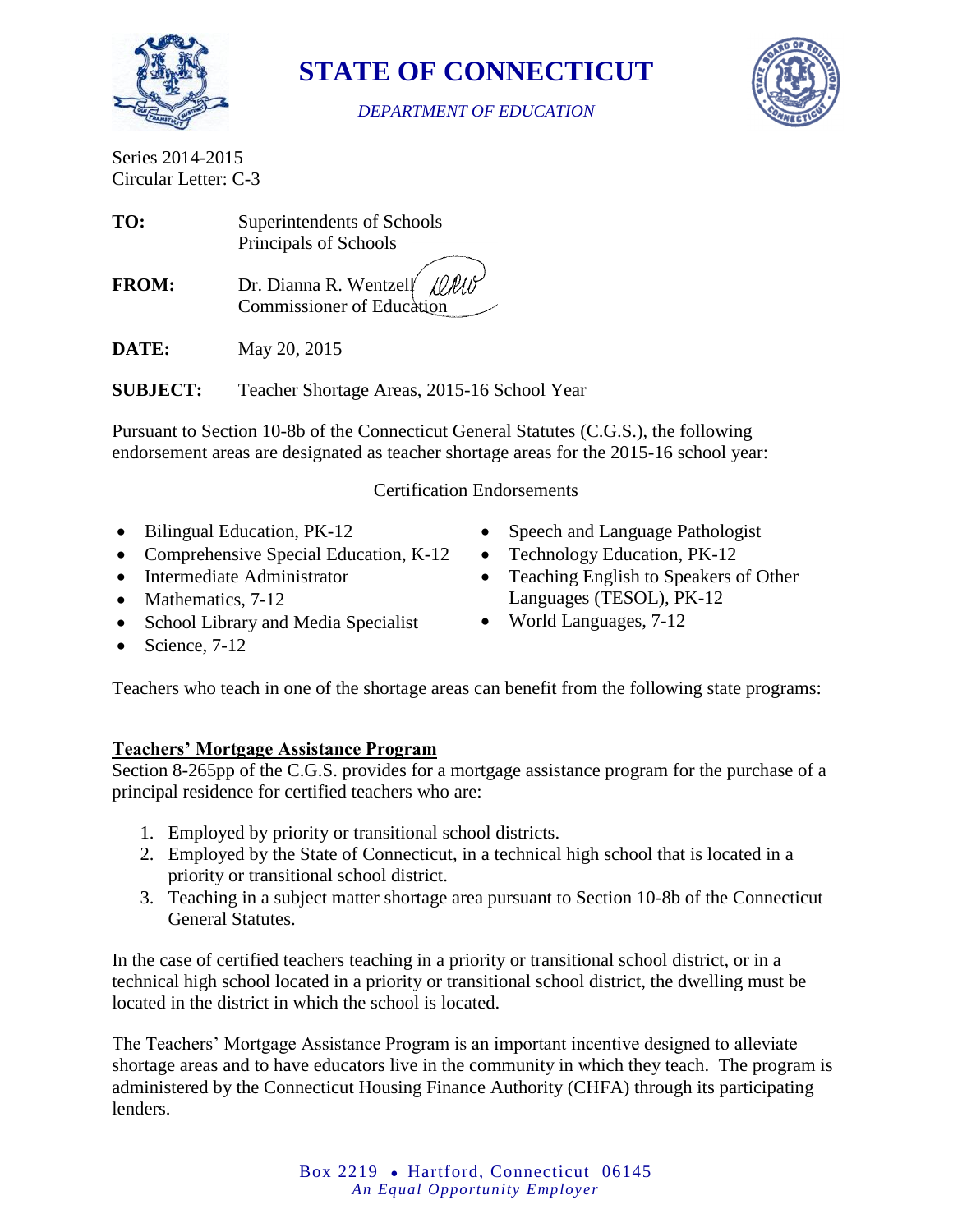# STATE OF CONNECTICUT

*DEPARTMENT OF EDUCATION*

Series 2014-2015
Circular Letter: C-3

**TO:** Superintendents of Schools
Principals of Schools

**FROM:** Dr. Dianna R. Wentzell
Commissioner of Education

**DATE:** May 20, 2015

**SUBJECT:** Teacher Shortage Areas, 2015-16 School Year

Pursuant to Section 10-8b of the Connecticut General Statutes (C.G.S.), the following endorsement areas are designated as teacher shortage areas for the 2015-16 school year:

Certification Endorsements

- Bilingual Education, PK-12
- Comprehensive Special Education, K-12
- Intermediate Administrator
- Mathematics, 7-12
- School Library and Media Specialist
- Science, 7-12
- Speech and Language Pathologist
- Technology Education, PK-12
- Teaching English to Speakers of Other Languages (TESOL), PK-12
- World Languages, 7-12

Teachers who teach in one of the shortage areas can benefit from the following state programs:

**Teachers' Mortgage Assistance Program**

Section 8-265pp of the C.G.S. provides for a mortgage assistance program for the purchase of a principal residence for certified teachers who are:

1. Employed by priority or transitional school districts.
2. Employed by the State of Connecticut, in a technical high school that is located in a priority or transitional school district.
3. Teaching in a subject matter shortage area pursuant to Section 10-8b of the Connecticut General Statutes.

In the case of certified teachers teaching in a priority or transitional school district, or in a technical high school located in a priority or transitional school district, the dwelling must be located in the district in which the school is located.

The Teachers' Mortgage Assistance Program is an important incentive designed to alleviate shortage areas and to have educators live in the community in which they teach. The program is administered by the Connecticut Housing Finance Authority (CHFA) through its participating lenders.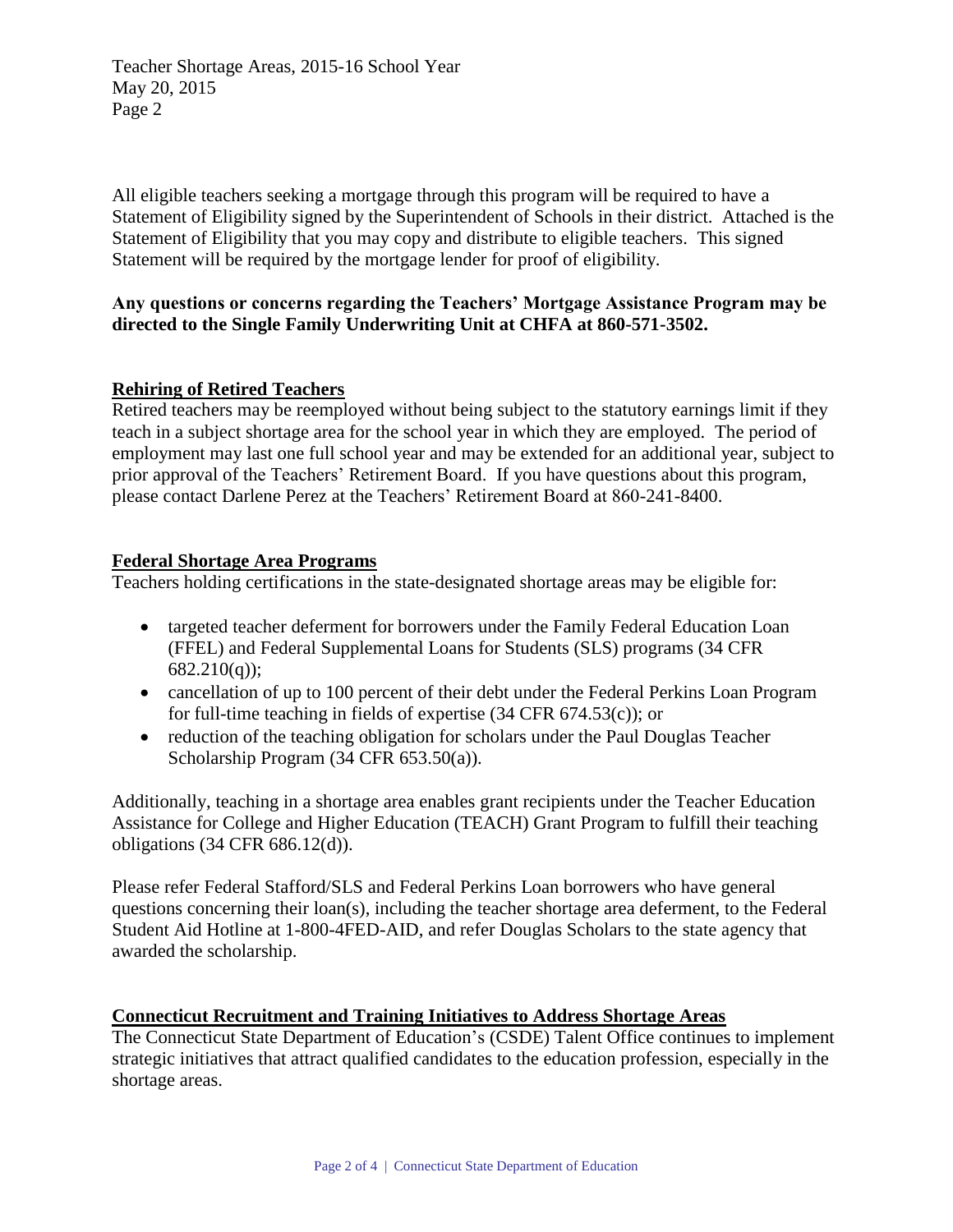All eligible teachers seeking a mortgage through this program will be required to have a Statement of Eligibility signed by the Superintendent of Schools in their district. Attached is the Statement of Eligibility that you may copy and distribute to eligible teachers. This signed Statement will be required by the mortgage lender for proof of eligibility.

**Any questions or concerns regarding the Teachers' Mortgage Assistance Program may be directed to the Single Family Underwriting Unit at CHFA at 860-571-3502.**

## Rehiring of Retired Teachers

Retired teachers may be reemployed without being subject to the statutory earnings limit if they teach in a subject shortage area for the school year in which they are employed. The period of employment may last one full school year and may be extended for an additional year, subject to prior approval of the Teachers' Retirement Board. If you have questions about this program, please contact Darlene Perez at the Teachers' Retirement Board at 860-241-8400.

## Federal Shortage Area Programs

Teachers holding certifications in the state-designated shortage areas may be eligible for:

- targeted teacher deferment for borrowers under the Family Federal Education Loan (FFEL) and Federal Supplemental Loans for Students (SLS) programs (34 CFR 682.210(q));
- cancellation of up to 100 percent of their debt under the Federal Perkins Loan Program for full-time teaching in fields of expertise (34 CFR 674.53(c)); or
- reduction of the teaching obligation for scholars under the Paul Douglas Teacher Scholarship Program (34 CFR 653.50(a)).

Additionally, teaching in a shortage area enables grant recipients under the Teacher Education Assistance for College and Higher Education (TEACH) Grant Program to fulfill their teaching obligations (34 CFR 686.12(d)).

Please refer Federal Stafford/SLS and Federal Perkins Loan borrowers who have general questions concerning their loan(s), including the teacher shortage area deferment, to the Federal Student Aid Hotline at 1-800-4FED-AID, and refer Douglas Scholars to the state agency that awarded the scholarship.

## Connecticut Recruitment and Training Initiatives to Address Shortage Areas

The Connecticut State Department of Education's (CSDE) Talent Office continues to implement strategic initiatives that attract qualified candidates to the education profession, especially in the shortage areas.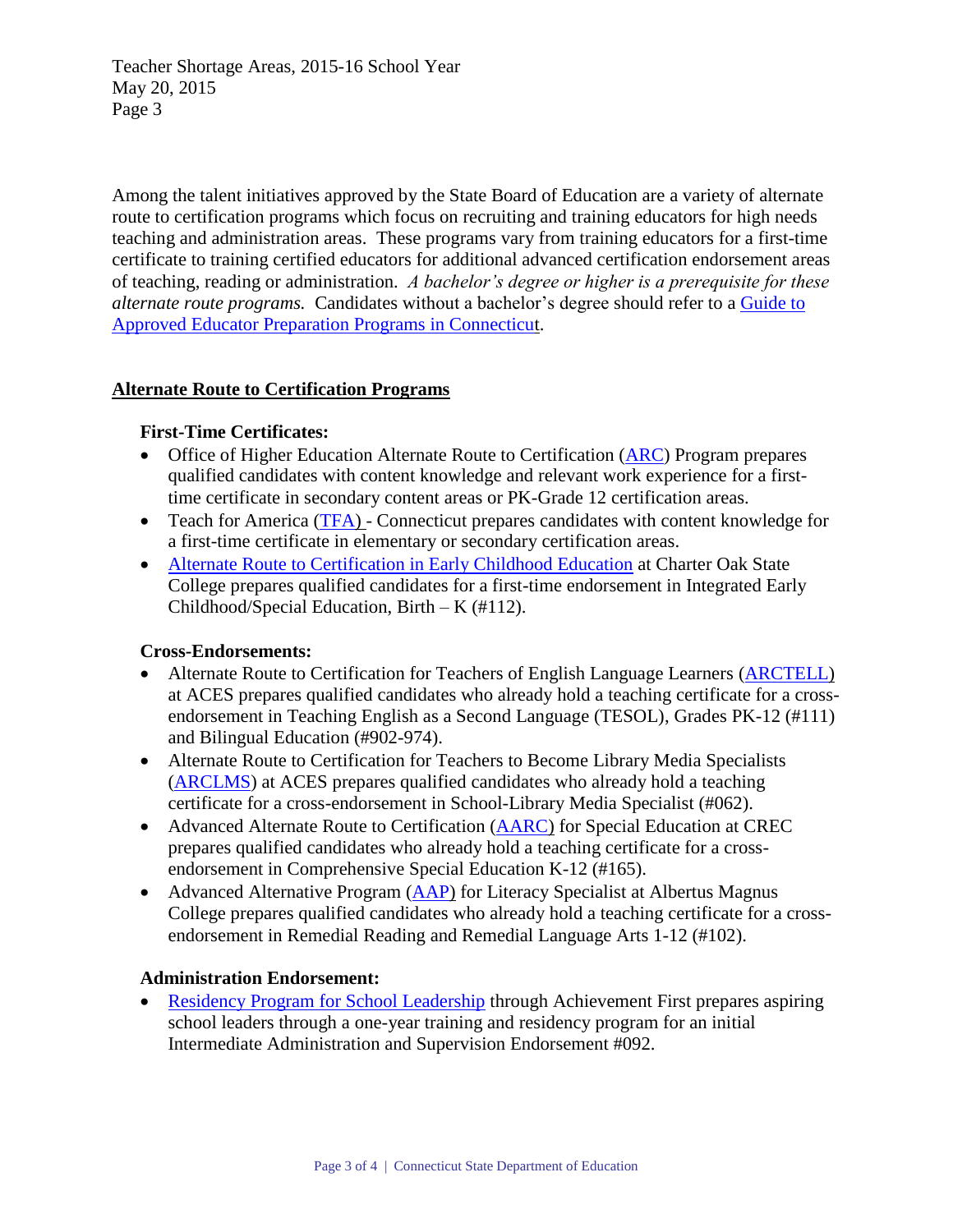Among the talent initiatives approved by the State Board of Education are a variety of alternate route to certification programs which focus on recruiting and training educators for high needs teaching and administration areas. These programs vary from training educators for a first-time certificate to training certified educators for additional advanced certification endorsement areas of teaching, reading or administration. *A bachelor's degree or higher is a prerequisite for these alternate route programs.* Candidates without a bachelor's degree should refer to a Guide to Approved Educator Preparation Programs in Connecticut.

## Alternate Route to Certification Programs

### First-Time Certificates:

- Office of Higher Education Alternate Route to Certification (ARC) Program prepares qualified candidates with content knowledge and relevant work experience for a first-time certificate in secondary content areas or PK-Grade 12 certification areas.
- Teach for America (TFA) - Connecticut prepares candidates with content knowledge for a first-time certificate in elementary or secondary certification areas.
- Alternate Route to Certification in Early Childhood Education at Charter Oak State College prepares qualified candidates for a first-time endorsement in Integrated Early Childhood/Special Education, Birth – K (#112).

### Cross-Endorsements:

- Alternate Route to Certification for Teachers of English Language Learners (ARCTELL) at ACES prepares qualified candidates who already hold a teaching certificate for a cross-endorsement in Teaching English as a Second Language (TESOL), Grades PK-12 (#111) and Bilingual Education (#902-974).
- Alternate Route to Certification for Teachers to Become Library Media Specialists (ARCLMS) at ACES prepares qualified candidates who already hold a teaching certificate for a cross-endorsement in School-Library Media Specialist (#062).
- Advanced Alternate Route to Certification (AARC) for Special Education at CREC prepares qualified candidates who already hold a teaching certificate for a cross-endorsement in Comprehensive Special Education K-12 (#165).
- Advanced Alternative Program (AAP) for Literacy Specialist at Albertus Magnus College prepares qualified candidates who already hold a teaching certificate for a cross-endorsement in Remedial Reading and Remedial Language Arts 1-12 (#102).

### Administration Endorsement:

- Residency Program for School Leadership through Achievement First prepares aspiring school leaders through a one-year training and residency program for an initial Intermediate Administration and Supervision Endorsement #092.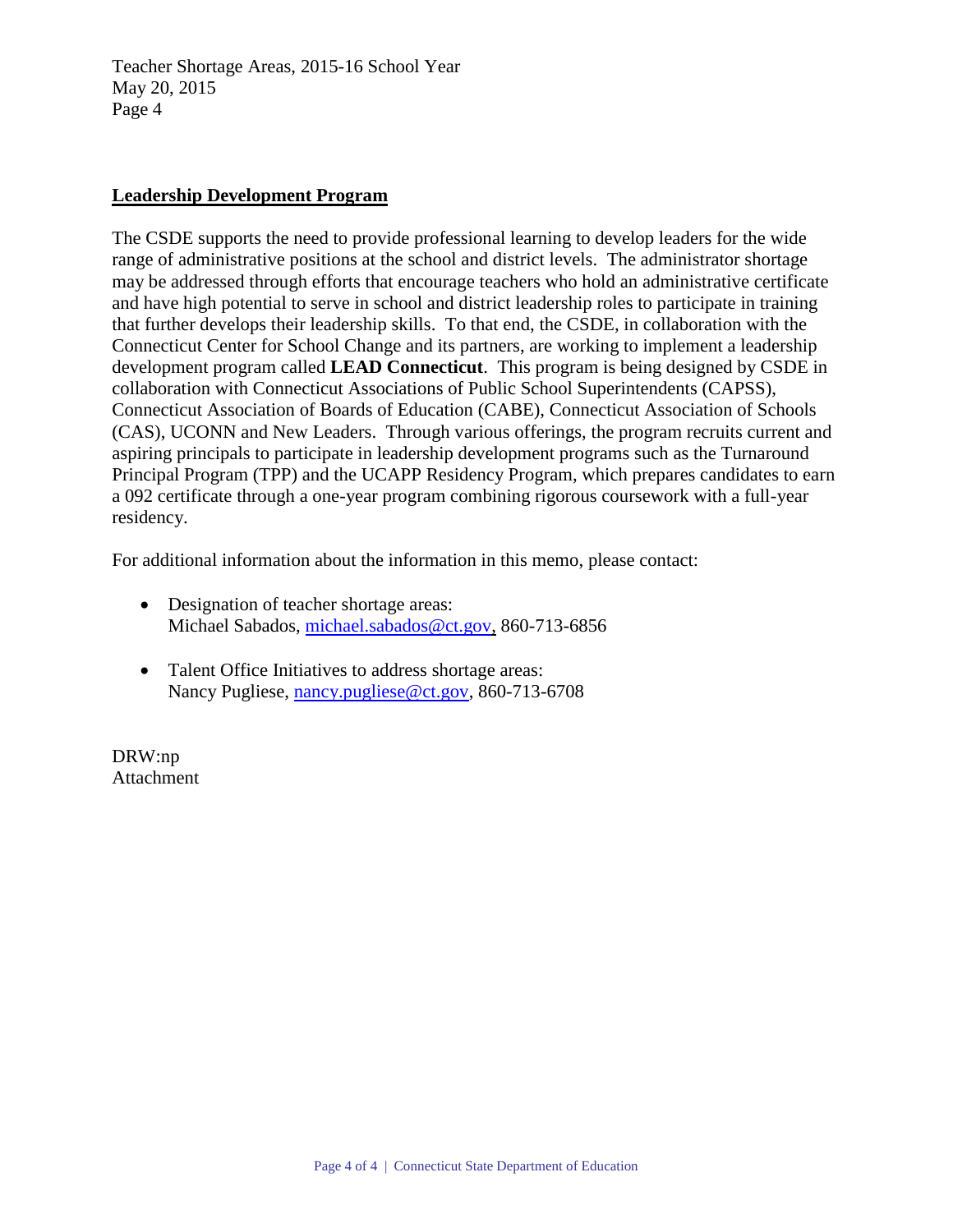## Leadership Development Program

The CSDE supports the need to provide professional learning to develop leaders for the wide range of administrative positions at the school and district levels. The administrator shortage may be addressed through efforts that encourage teachers who hold an administrative certificate and have high potential to serve in school and district leadership roles to participate in training that further develops their leadership skills. To that end, the CSDE, in collaboration with the Connecticut Center for School Change and its partners, are working to implement a leadership development program called **LEAD Connecticut**. This program is being designed by CSDE in collaboration with Connecticut Associations of Public School Superintendents (CAPSS), Connecticut Association of Boards of Education (CABE), Connecticut Association of Schools (CAS), UCONN and New Leaders. Through various offerings, the program recruits current and aspiring principals to participate in leadership development programs such as the Turnaround Principal Program (TPP) and the UCAPP Residency Program, which prepares candidates to earn a 092 certificate through a one-year program combining rigorous coursework with a full-year residency.

For additional information about the information in this memo, please contact:

- Designation of teacher shortage areas:
  Michael Sabados, michael.sabados@ct.gov, 860-713-6856

- Talent Office Initiatives to address shortage areas:
  Nancy Pugliese, nancy.pugliese@ct.gov, 860-713-6708

DRW:np
Attachment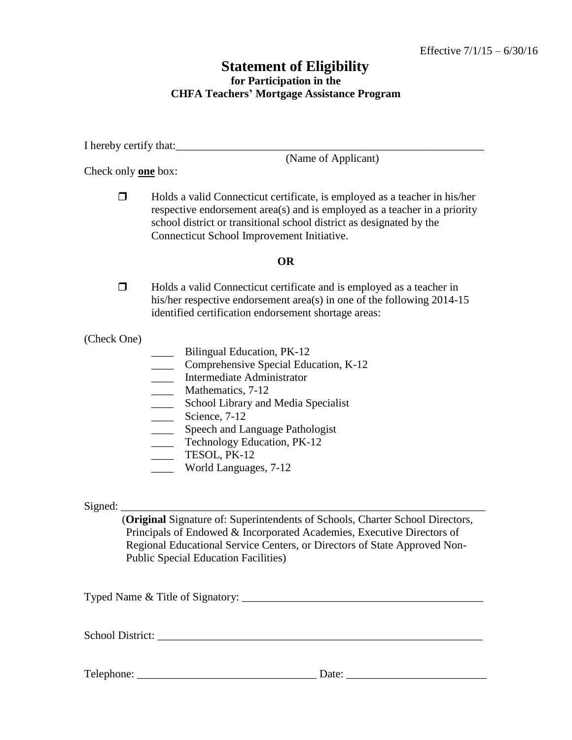Effective 7/1/15 – 6/30/16

# Statement of Eligibility

### for Participation in the
### CHFA Teachers' Mortgage Assistance Program

I hereby certify that:_______________________________________________________

(Name of Applicant)

Check only **one** box:

☐ Holds a valid Connecticut certificate, is employed as a teacher in his/her respective endorsement area(s) and is employed as a teacher in a priority school district or transitional school district as designated by the Connecticut School Improvement Initiative.

**OR**

☐ Holds a valid Connecticut certificate and is employed as a teacher in his/her respective endorsement area(s) in one of the following 2014-15 identified certification endorsement shortage areas:

(Check One)

____ Bilingual Education, PK-12
____ Comprehensive Special Education, K-12
____ Intermediate Administrator
____ Mathematics, 7-12
____ School Library and Media Specialist
____ Science, 7-12
____ Speech and Language Pathologist
____ Technology Education, PK-12
____ TESOL, PK-12
____ World Languages, 7-12

Signed: _____________________________________________________________

(**Original** Signature of: Superintendents of Schools, Charter School Directors, Principals of Endowed & Incorporated Academies, Executive Directors of Regional Educational Service Centers, or Directors of State Approved Non-Public Special Education Facilities)

Typed Name & Title of Signatory: ________________________________________

School District: _______________________________________________________

Telephone: ______________________________ Date: _______________________